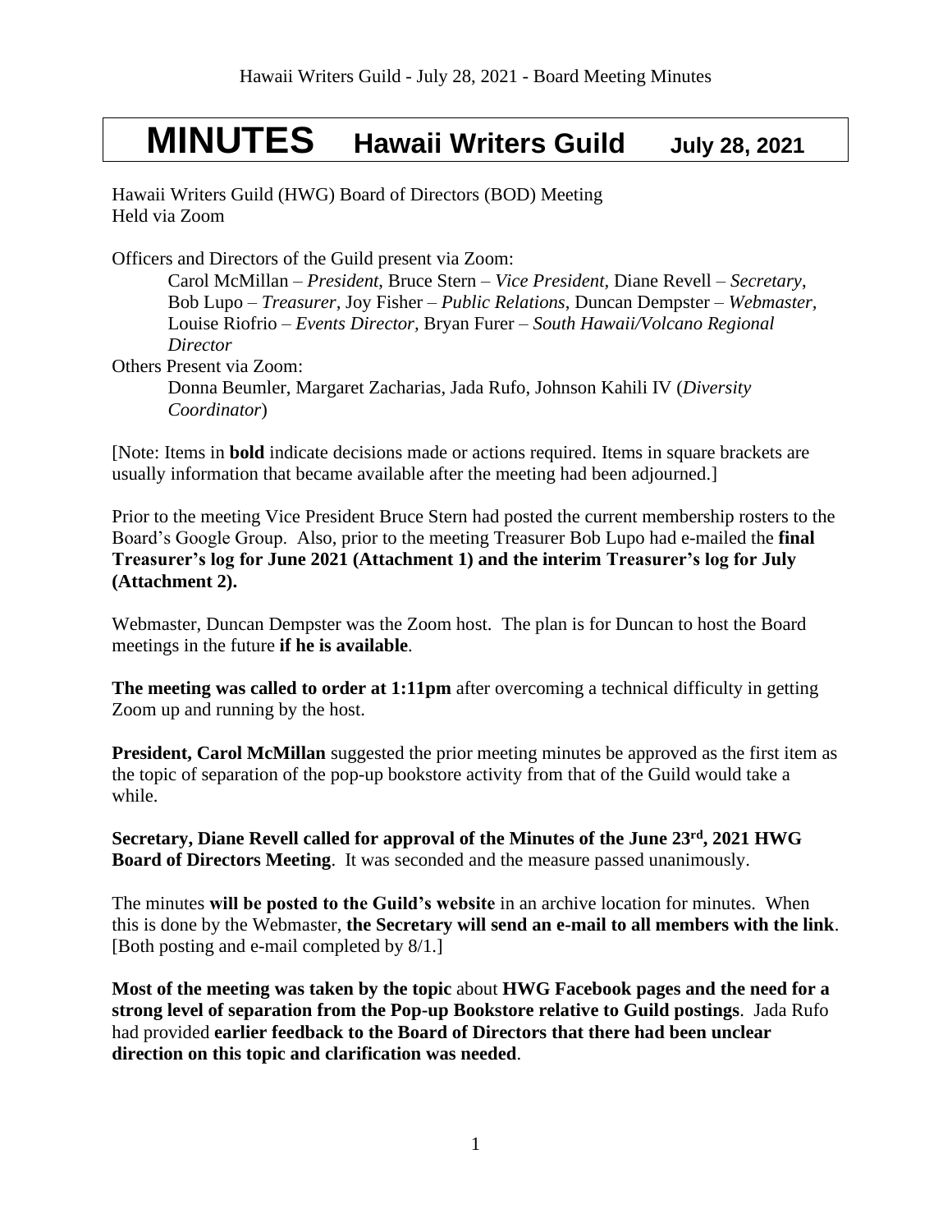# MINUTES Hawaii Writers Guild July 28, 2021

Hawaii Writers Guild (HWG) Board of Directors (BOD) Meeting
Held via Zoom

Officers and Directors of the Guild present via Zoom:

Carol McMillan – *President*, Bruce Stern – *Vice President*, Diane Revell – *Secretary*, Bob Lupo – *Treasurer*, Joy Fisher – *Public Relations*, Duncan Dempster – *Webmaster*, Louise Riofrio – *Events Director*, Bryan Furer – *South Hawaii/Volcano Regional Director*

Others Present via Zoom:

Donna Beumler, Margaret Zacharias, Jada Rufo, Johnson Kahili IV (*Diversity Coordinator*)

[Note: Items in **bold** indicate decisions made or actions required. Items in square brackets are usually information that became available after the meeting had been adjourned.]

Prior to the meeting Vice President Bruce Stern had posted the current membership rosters to the Board's Google Group. Also, prior to the meeting Treasurer Bob Lupo had e-mailed the **final Treasurer's log for June 2021 (Attachment 1) and the interim Treasurer's log for July (Attachment 2).**

Webmaster, Duncan Dempster was the Zoom host. The plan is for Duncan to host the Board meetings in the future **if he is available**.

**The meeting was called to order at 1:11pm** after overcoming a technical difficulty in getting Zoom up and running by the host.

**President, Carol McMillan** suggested the prior meeting minutes be approved as the first item as the topic of separation of the pop-up bookstore activity from that of the Guild would take a while.

**Secretary, Diane Revell called for approval of the Minutes of the June 23rd, 2021 HWG Board of Directors Meeting**. It was seconded and the measure passed unanimously.

The minutes **will be posted to the Guild's website** in an archive location for minutes. When this is done by the Webmaster, **the Secretary will send an e-mail to all members with the link**. [Both posting and e-mail completed by 8/1.]

**Most of the meeting was taken by the topic** about **HWG Facebook pages and the need for a strong level of separation from the Pop-up Bookstore relative to Guild postings**. Jada Rufo had provided **earlier feedback to the Board of Directors that there had been unclear direction on this topic and clarification was needed**.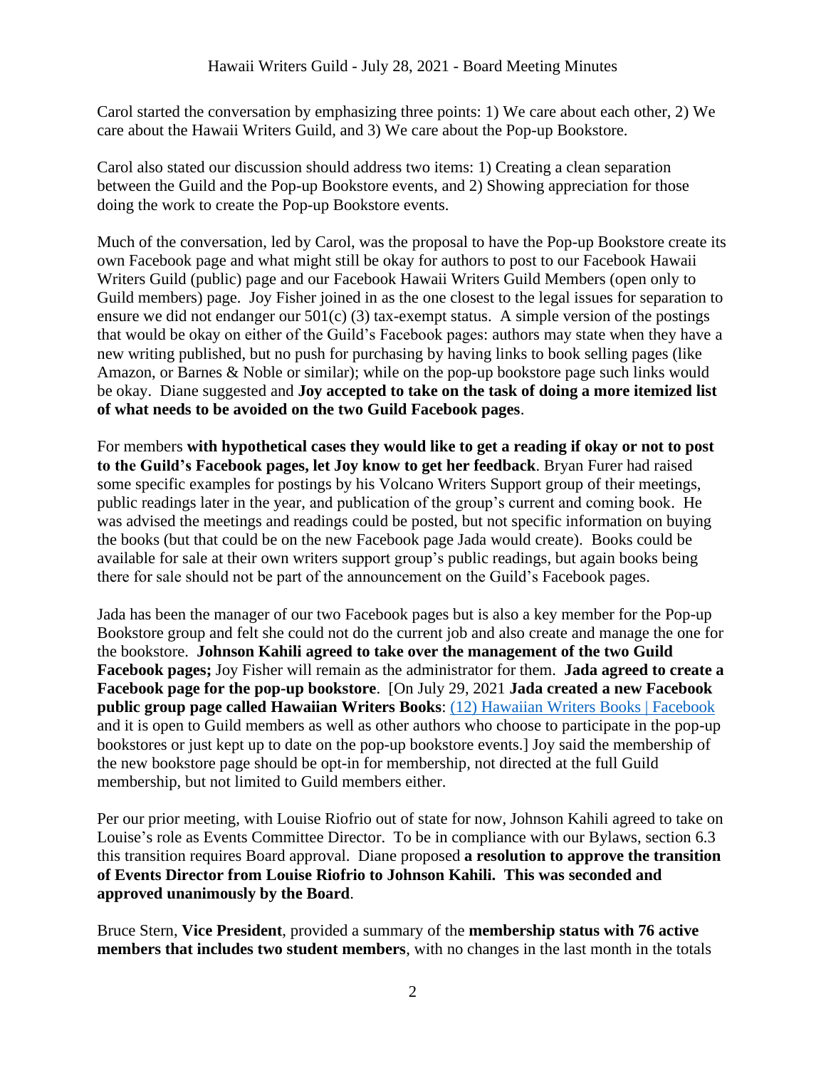Carol started the conversation by emphasizing three points: 1) We care about each other, 2) We care about the Hawaii Writers Guild, and 3) We care about the Pop-up Bookstore.

Carol also stated our discussion should address two items: 1) Creating a clean separation between the Guild and the Pop-up Bookstore events, and 2) Showing appreciation for those doing the work to create the Pop-up Bookstore events.

Much of the conversation, led by Carol, was the proposal to have the Pop-up Bookstore create its own Facebook page and what might still be okay for authors to post to our Facebook Hawaii Writers Guild (public) page and our Facebook Hawaii Writers Guild Members (open only to Guild members) page. Joy Fisher joined in as the one closest to the legal issues for separation to ensure we did not endanger our 501(c) (3) tax-exempt status. A simple version of the postings that would be okay on either of the Guild's Facebook pages: authors may state when they have a new writing published, but no push for purchasing by having links to book selling pages (like Amazon, or Barnes & Noble or similar); while on the pop-up bookstore page such links would be okay. Diane suggested and **Joy accepted to take on the task of doing a more itemized list of what needs to be avoided on the two Guild Facebook pages**.

For members **with hypothetical cases they would like to get a reading if okay or not to post to the Guild's Facebook pages, let Joy know to get her feedback**. Bryan Furer had raised some specific examples for postings by his Volcano Writers Support group of their meetings, public readings later in the year, and publication of the group's current and coming book. He was advised the meetings and readings could be posted, but not specific information on buying the books (but that could be on the new Facebook page Jada would create). Books could be available for sale at their own writers support group's public readings, but again books being there for sale should not be part of the announcement on the Guild's Facebook pages.

Jada has been the manager of our two Facebook pages but is also a key member for the Pop-up Bookstore group and felt she could not do the current job and also create and manage the one for the bookstore. **Johnson Kahili agreed to take over the management of the two Guild Facebook pages;** Joy Fisher will remain as the administrator for them. **Jada agreed to create a Facebook page for the pop-up bookstore**. [On July 29, 2021 **Jada created a new Facebook public group page called Hawaiian Writers Books**: (12) Hawaiian Writers Books | Facebook and it is open to Guild members as well as other authors who choose to participate in the pop-up bookstores or just kept up to date on the pop-up bookstore events.] Joy said the membership of the new bookstore page should be opt-in for membership, not directed at the full Guild membership, but not limited to Guild members either.

Per our prior meeting, with Louise Riofrio out of state for now, Johnson Kahili agreed to take on Louise's role as Events Committee Director. To be in compliance with our Bylaws, section 6.3 this transition requires Board approval. Diane proposed **a resolution to approve the transition of Events Director from Louise Riofrio to Johnson Kahili. This was seconded and approved unanimously by the Board**.

Bruce Stern, **Vice President**, provided a summary of the **membership status with 76 active members that includes two student members**, with no changes in the last month in the totals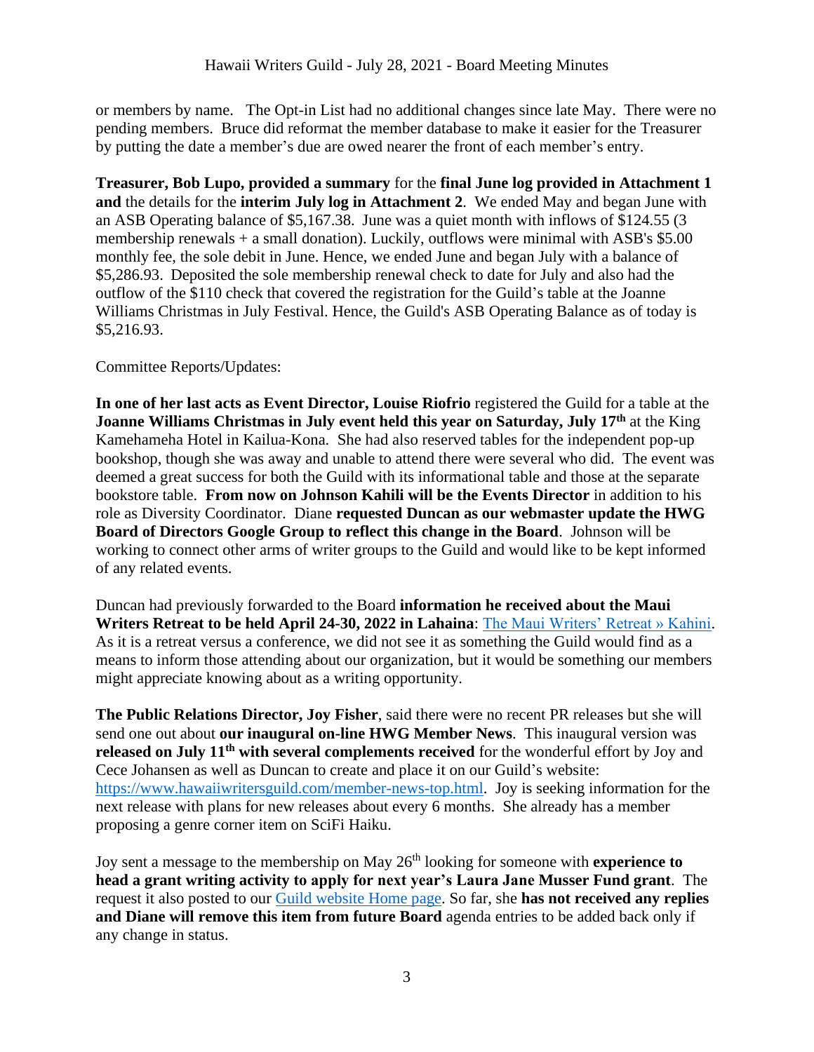or members by name. The Opt-in List had no additional changes since late May. There were no pending members. Bruce did reformat the member database to make it easier for the Treasurer by putting the date a member's due are owed nearer the front of each member's entry.

**Treasurer, Bob Lupo, provided a summary** for the **final June log provided in Attachment 1 and** the details for the **interim July log in Attachment 2**. We ended May and began June with an ASB Operating balance of $5,167.38. June was a quiet month with inflows of $124.55 (3 membership renewals + a small donation). Luckily, outflows were minimal with ASB's $5.00 monthly fee, the sole debit in June. Hence, we ended June and began July with a balance of $5,286.93. Deposited the sole membership renewal check to date for July and also had the outflow of the $110 check that covered the registration for the Guild's table at the Joanne Williams Christmas in July Festival. Hence, the Guild's ASB Operating Balance as of today is $5,216.93.

Committee Reports/Updates:

**In one of her last acts as Event Director, Louise Riofrio** registered the Guild for a table at the **Joanne Williams Christmas in July event held this year on Saturday, July 17th** at the King Kamehameha Hotel in Kailua-Kona. She had also reserved tables for the independent pop-up bookshop, though she was away and unable to attend there were several who did. The event was deemed a great success for both the Guild with its informational table and those at the separate bookstore table. **From now on Johnson Kahili will be the Events Director** in addition to his role as Diversity Coordinator. Diane **requested Duncan as our webmaster update the HWG Board of Directors Google Group to reflect this change in the Board**. Johnson will be working to connect other arms of writer groups to the Guild and would like to be kept informed of any related events.

Duncan had previously forwarded to the Board **information he received about the Maui Writers Retreat to be held April 24-30, 2022 in Lahaina**: [The Maui Writers' Retreat » Kahini](). As it is a retreat versus a conference, we did not see it as something the Guild would find as a means to inform those attending about our organization, but it would be something our members might appreciate knowing about as a writing opportunity.

**The Public Relations Director, Joy Fisher**, said there were no recent PR releases but she will send one out about **our inaugural on-line HWG Member News**. This inaugural version was **released on July 11th with several complements received** for the wonderful effort by Joy and Cece Johansen as well as Duncan to create and place it on our Guild's website: https://www.hawaiiwritersguild.com/member-news-top.html. Joy is seeking information for the next release with plans for new releases about every 6 months. She already has a member proposing a genre corner item on SciFi Haiku.

Joy sent a message to the membership on May 26th looking for someone with **experience to head a grant writing activity to apply for next year's Laura Jane Musser Fund grant**. The request it also posted to our [Guild website Home page](). So far, she **has not received any replies and Diane will remove this item from future Board** agenda entries to be added back only if any change in status.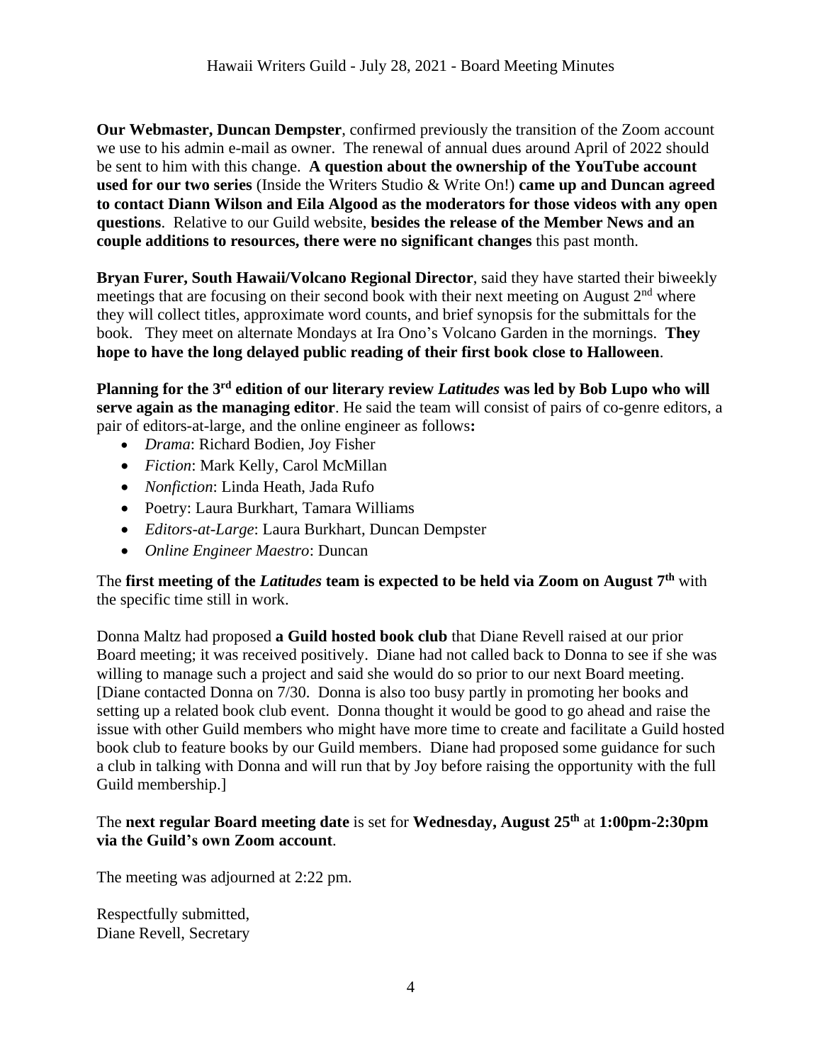**Our Webmaster, Duncan Dempster**, confirmed previously the transition of the Zoom account we use to his admin e-mail as owner. The renewal of annual dues around April of 2022 should be sent to him with this change. **A question about the ownership of the YouTube account used for our two series** (Inside the Writers Studio & Write On!) **came up and Duncan agreed to contact Diann Wilson and Eila Algood as the moderators for those videos with any open questions**. Relative to our Guild website, **besides the release of the Member News and an couple additions to resources, there were no significant changes** this past month.

**Bryan Furer, South Hawaii/Volcano Regional Director**, said they have started their biweekly meetings that are focusing on their second book with their next meeting on August 2nd where they will collect titles, approximate word counts, and brief synopsis for the submittals for the book. They meet on alternate Mondays at Ira Ono's Volcano Garden in the mornings. **They hope to have the long delayed public reading of their first book close to Halloween**.

**Planning for the 3rd edition of our literary review *Latitudes* was led by Bob Lupo who will serve again as the managing editor**. He said the team will consist of pairs of co-genre editors, a pair of editors-at-large, and the online engineer as follows**:**

- *Drama*: Richard Bodien, Joy Fisher
- *Fiction*: Mark Kelly, Carol McMillan
- *Nonfiction*: Linda Heath, Jada Rufo
- Poetry: Laura Burkhart, Tamara Williams
- *Editors-at-Large*: Laura Burkhart, Duncan Dempster
- *Online Engineer Maestro*: Duncan

The **first meeting of the *Latitudes* team is expected to be held via Zoom on August 7th** with the specific time still in work.

Donna Maltz had proposed **a Guild hosted book club** that Diane Revell raised at our prior Board meeting; it was received positively. Diane had not called back to Donna to see if she was willing to manage such a project and said she would do so prior to our next Board meeting. [Diane contacted Donna on 7/30. Donna is also too busy partly in promoting her books and setting up a related book club event. Donna thought it would be good to go ahead and raise the issue with other Guild members who might have more time to create and facilitate a Guild hosted book club to feature books by our Guild members. Diane had proposed some guidance for such a club in talking with Donna and will run that by Joy before raising the opportunity with the full Guild membership.]

The **next regular Board meeting date** is set for **Wednesday, August 25th** at **1:00pm-2:30pm via the Guild's own Zoom account**.

The meeting was adjourned at 2:22 pm.

Respectfully submitted,
Diane Revell, Secretary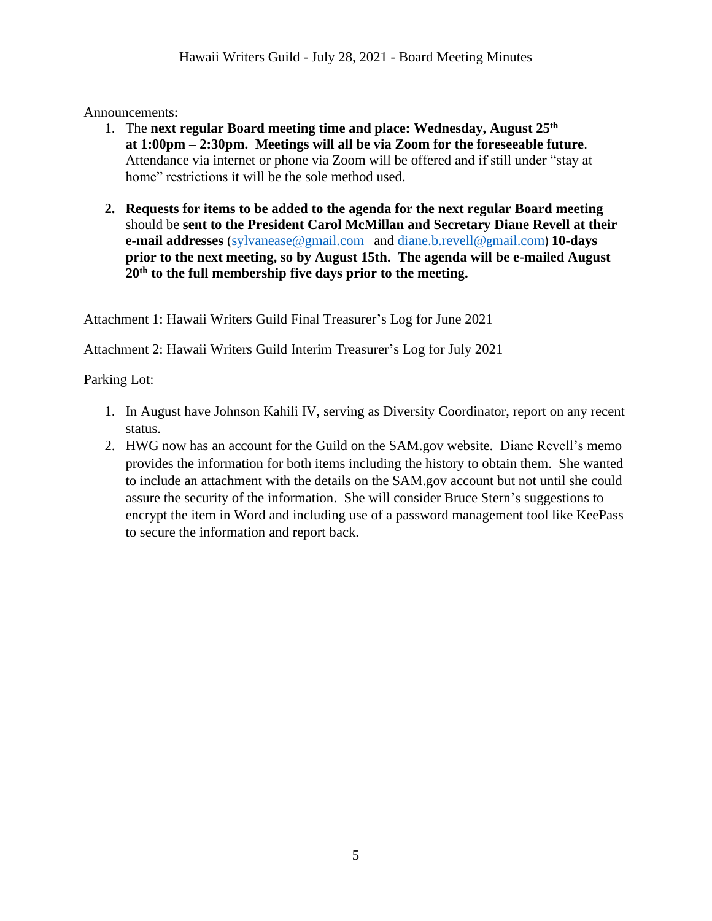Announcements:

1. The **next regular Board meeting time and place: Wednesday, August 25th at 1:00pm – 2:30pm. Meetings will all be via Zoom for the foreseeable future**. Attendance via internet or phone via Zoom will be offered and if still under "stay at home" restrictions it will be the sole method used.

2. **Requests for items to be added to the agenda for the next regular Board meeting** should be **sent to the President Carol McMillan and Secretary Diane Revell at their e-mail addresses** (sylvanease@gmail.com and diane.b.revell@gmail.com) **10-days prior to the next meeting, so by August 15th. The agenda will be e-mailed August 20th to the full membership five days prior to the meeting.**

Attachment 1: Hawaii Writers Guild Final Treasurer's Log for June 2021

Attachment 2: Hawaii Writers Guild Interim Treasurer's Log for July 2021

Parking Lot:

1. In August have Johnson Kahili IV, serving as Diversity Coordinator, report on any recent status.
2. HWG now has an account for the Guild on the SAM.gov website. Diane Revell's memo provides the information for both items including the history to obtain them. She wanted to include an attachment with the details on the SAM.gov account but not until she could assure the security of the information. She will consider Bruce Stern's suggestions to encrypt the item in Word and including use of a password management tool like KeePass to secure the information and report back.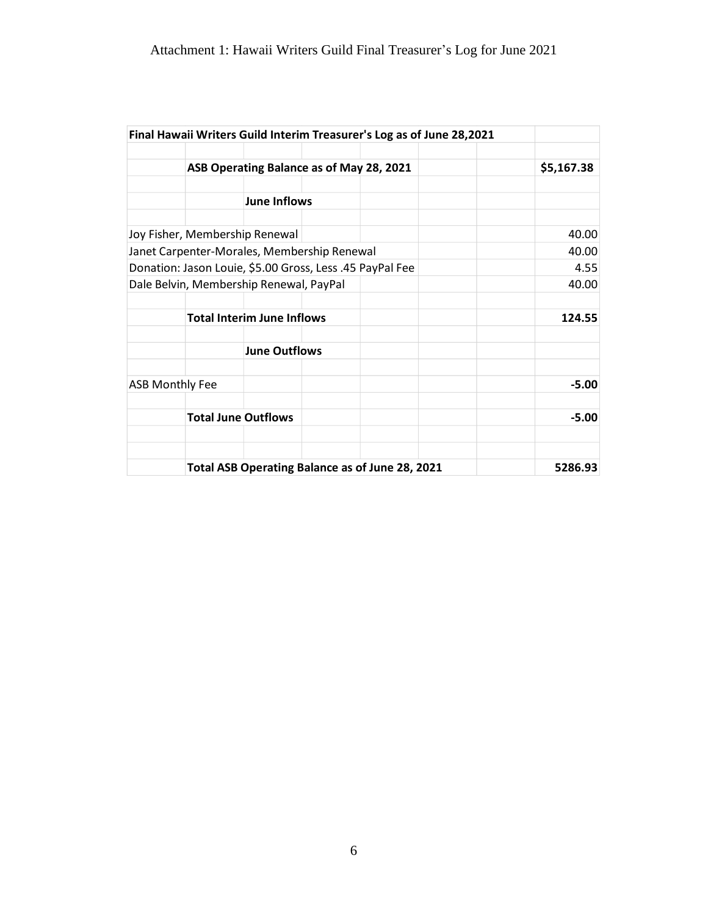Attachment 1: Hawaii Writers Guild Final Treasurer's Log for June 2021

| | | | | | | | |
|---|---|---|---|---|---|---|---|
| **Final Hawaii Writers Guild Interim Treasurer's Log as of June 28,2021** | | | | | | | |
| | | | | | | | |
| | **ASB Operating Balance as of May 28, 2021** | | | | | | **$5,167.38** |
| | | | | | | | |
| | | **June Inflows** | | | | | |
| | | | | | | | |
| Joy Fisher, Membership Renewal | | | | | | | 40.00 |
| Janet Carpenter-Morales, Membership Renewal | | | | | | | 40.00 |
| Donation: Jason Louie, $5.00 Gross, Less .45 PayPal Fee | | | | | | | 4.55 |
| Dale Belvin, Membership Renewal, PayPal | | | | | | | 40.00 |
| | | | | | | | |
| | **Total Interim June Inflows** | | | | | | **124.55** |
| | | | | | | | |
| | | **June Outflows** | | | | | |
| | | | | | | | |
| ASB Monthly Fee | | | | | | | **-5.00** |
| | | | | | | | |
| | **Total June Outflows** | | | | | | **-5.00** |
| | | | | | | | |
| | | | | | | | |
| | **Total ASB Operating Balance as of June 28, 2021** | | | | | | **5286.93** |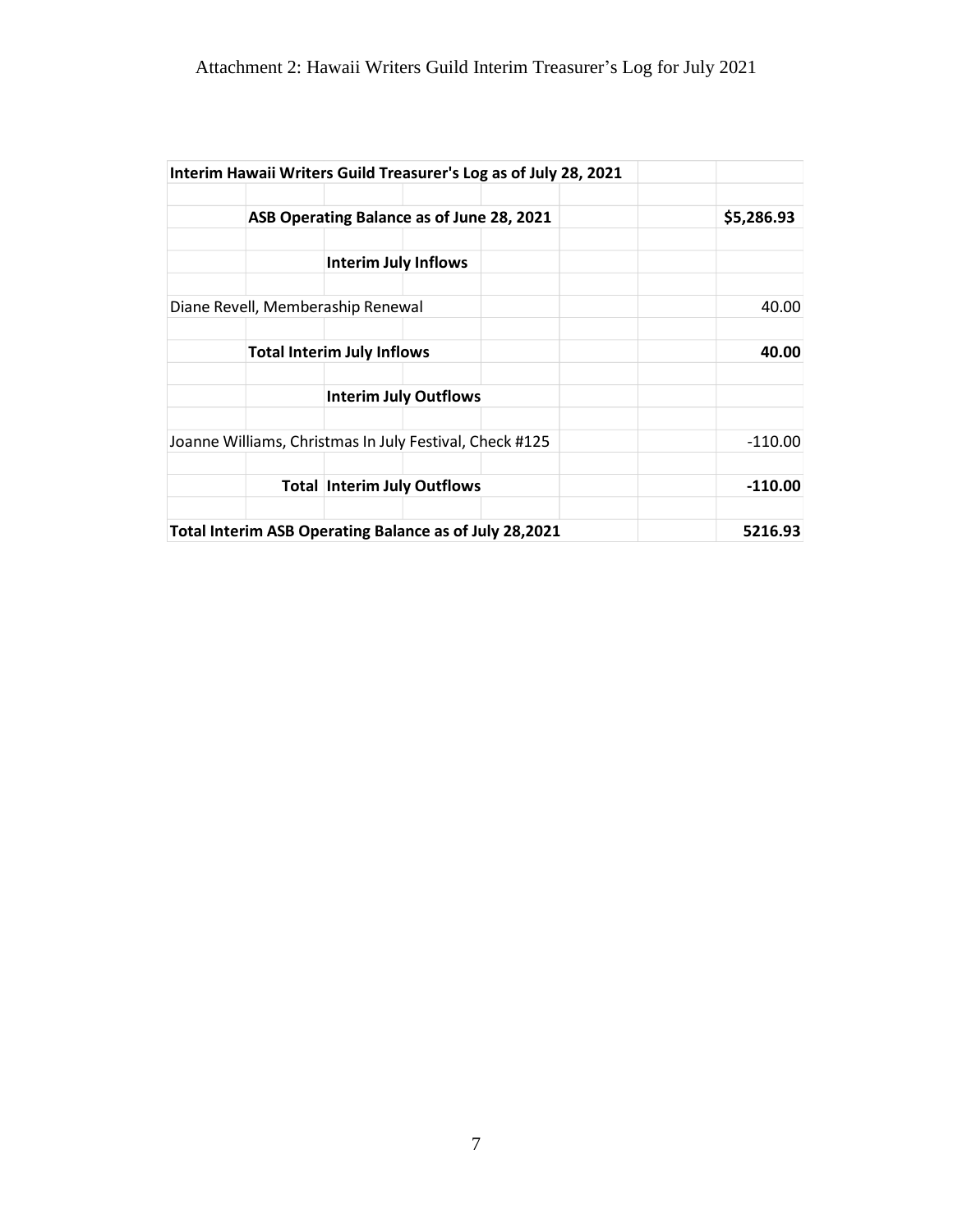Attachment 2: Hawaii Writers Guild Interim Treasurer's Log for July 2021

| | |
|---|---|
| **Interim Hawaii Writers Guild Treasurer's Log as of July 28, 2021** | |
| | |
| **ASB Operating Balance as of June 28, 2021** | **$5,286.93** |
| | |
| **Interim July Inflows** | |
| | |
| Diane Revell, Memberaship Renewal | 40.00 |
| | |
| **Total Interim July Inflows** | **40.00** |
| | |
| **Interim July Outflows** | |
| | |
| Joanne Williams, Christmas In July Festival, Check #125 | -110.00 |
| | |
| **Total Interim July Outflows** | **-110.00** |
| | |
| **Total Interim ASB Operating Balance as of July 28,2021** | **5216.93** |